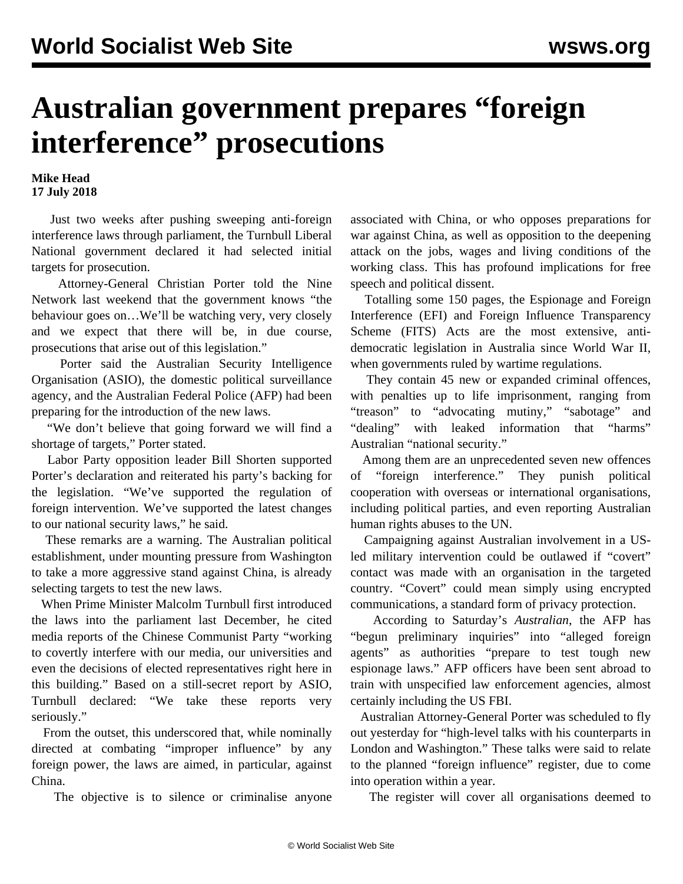# Australian government prepares "foreign interference" prosecutions

**Mike Head**
**17 July 2018**

Just two weeks after pushing sweeping anti-foreign interference laws through parliament, the Turnbull Liberal National government declared it had selected initial targets for prosecution.

Attorney-General Christian Porter told the Nine Network last weekend that the government knows "the behaviour goes on…We'll be watching very, very closely and we expect that there will be, in due course, prosecutions that arise out of this legislation."

Porter said the Australian Security Intelligence Organisation (ASIO), the domestic political surveillance agency, and the Australian Federal Police (AFP) had been preparing for the introduction of the new laws.

"We don't believe that going forward we will find a shortage of targets," Porter stated.

Labor Party opposition leader Bill Shorten supported Porter's declaration and reiterated his party's backing for the legislation. "We've supported the regulation of foreign intervention. We've supported the latest changes to our national security laws," he said.

These remarks are a warning. The Australian political establishment, under mounting pressure from Washington to take a more aggressive stand against China, is already selecting targets to test the new laws.

When Prime Minister Malcolm Turnbull first introduced the laws into the parliament last December, he cited media reports of the Chinese Communist Party "working to covertly interfere with our media, our universities and even the decisions of elected representatives right here in this building." Based on a still-secret report by ASIO, Turnbull declared: "We take these reports very seriously."

From the outset, this underscored that, while nominally directed at combating "improper influence" by any foreign power, the laws are aimed, in particular, against China.

The objective is to silence or criminalise anyone associated with China, or who opposes preparations for war against China, as well as opposition to the deepening attack on the jobs, wages and living conditions of the working class. This has profound implications for free speech and political dissent.

Totalling some 150 pages, the Espionage and Foreign Interference (EFI) and Foreign Influence Transparency Scheme (FITS) Acts are the most extensive, anti-democratic legislation in Australia since World War II, when governments ruled by wartime regulations.

They contain 45 new or expanded criminal offences, with penalties up to life imprisonment, ranging from "treason" to "advocating mutiny," "sabotage" and "dealing" with leaked information that "harms" Australian "national security."

Among them are an unprecedented seven new offences of "foreign interference." They punish political cooperation with overseas or international organisations, including political parties, and even reporting Australian human rights abuses to the UN.

Campaigning against Australian involvement in a US-led military intervention could be outlawed if "covert" contact was made with an organisation in the targeted country. "Covert" could mean simply using encrypted communications, a standard form of privacy protection.

According to Saturday's *Australian*, the AFP has "begun preliminary inquiries" into "alleged foreign agents" as authorities "prepare to test tough new espionage laws." AFP officers have been sent abroad to train with unspecified law enforcement agencies, almost certainly including the US FBI.

Australian Attorney-General Porter was scheduled to fly out yesterday for "high-level talks with his counterparts in London and Washington." These talks were said to relate to the planned "foreign influence" register, due to come into operation within a year.

The register will cover all organisations deemed to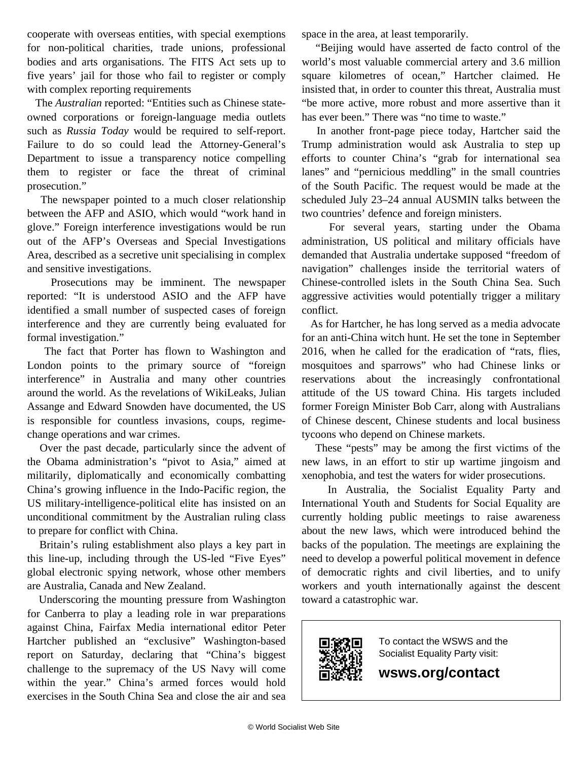cooperate with overseas entities, with special exemptions for non-political charities, trade unions, professional bodies and arts organisations. The FITS Act sets up to five years' jail for those who fail to register or comply with complex reporting requirements

The *Australian* reported: "Entities such as Chinese state-owned corporations or foreign-language media outlets such as *Russia Today* would be required to self-report. Failure to do so could lead the Attorney-General's Department to issue a transparency notice compelling them to register or face the threat of criminal prosecution."

The newspaper pointed to a much closer relationship between the AFP and ASIO, which would "work hand in glove." Foreign interference investigations would be run out of the AFP's Overseas and Special Investigations Area, described as a secretive unit specialising in complex and sensitive investigations.

Prosecutions may be imminent. The newspaper reported: "It is understood ASIO and the AFP have identified a small number of suspected cases of foreign interference and they are currently being evaluated for formal investigation."

The fact that Porter has flown to Washington and London points to the primary source of "foreign interference" in Australia and many other countries around the world. As the revelations of WikiLeaks, Julian Assange and Edward Snowden have documented, the US is responsible for countless invasions, coups, regime-change operations and war crimes.

Over the past decade, particularly since the advent of the Obama administration's "pivot to Asia," aimed at militarily, diplomatically and economically combatting China's growing influence in the Indo-Pacific region, the US military-intelligence-political elite has insisted on an unconditional commitment by the Australian ruling class to prepare for conflict with China.

Britain's ruling establishment also plays a key part in this line-up, including through the US-led "Five Eyes" global electronic spying network, whose other members are Australia, Canada and New Zealand.

Underscoring the mounting pressure from Washington for Canberra to play a leading role in war preparations against China, Fairfax Media international editor Peter Hartcher published an "exclusive" Washington-based report on Saturday, declaring that "China's biggest challenge to the supremacy of the US Navy will come within the year." China's armed forces would hold exercises in the South China Sea and close the air and sea space in the area, at least temporarily.

"Beijing would have asserted de facto control of the world's most valuable commercial artery and 3.6 million square kilometres of ocean," Hartcher claimed. He insisted that, in order to counter this threat, Australia must "be more active, more robust and more assertive than it has ever been." There was "no time to waste."

In another front-page piece today, Hartcher said the Trump administration would ask Australia to step up efforts to counter China's "grab for international sea lanes" and "pernicious meddling" in the small countries of the South Pacific. The request would be made at the scheduled July 23–24 annual AUSMIN talks between the two countries' defence and foreign ministers.

For several years, starting under the Obama administration, US political and military officials have demanded that Australia undertake supposed "freedom of navigation" challenges inside the territorial waters of Chinese-controlled islets in the South China Sea. Such aggressive activities would potentially trigger a military conflict.

As for Hartcher, he has long served as a media advocate for an anti-China witch hunt. He set the tone in September 2016, when he called for the eradication of "rats, flies, mosquitoes and sparrows" who had Chinese links or reservations about the increasingly confrontational attitude of the US toward China. His targets included former Foreign Minister Bob Carr, along with Australians of Chinese descent, Chinese students and local business tycoons who depend on Chinese markets.

These "pests" may be among the first victims of the new laws, in an effort to stir up wartime jingoism and xenophobia, and test the waters for wider prosecutions.

In Australia, the Socialist Equality Party and International Youth and Students for Social Equality are currently holding public meetings to raise awareness about the new laws, which were introduced behind the backs of the population. The meetings are explaining the need to develop a powerful political movement in defence of democratic rights and civil liberties, and to unify workers and youth internationally against the descent toward a catastrophic war.

To contact the WSWS and the Socialist Equality Party visit:

**wsws.org/contact**